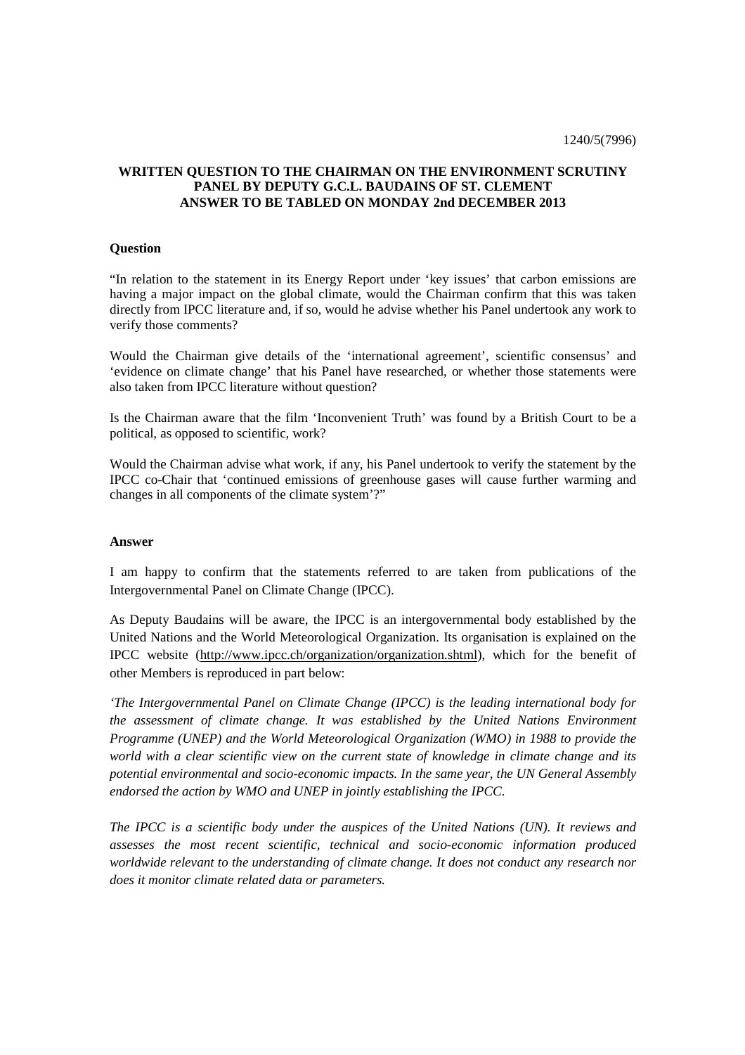1240/5(7996)

**WRITTEN QUESTION TO THE CHAIRMAN ON THE ENVIRONMENT SCRUTINY PANEL BY DEPUTY G.C.L. BAUDAINS OF ST. CLEMENT ANSWER TO BE TABLED ON MONDAY 2nd DECEMBER 2013**

**Question**

"In relation to the statement in its Energy Report under 'key issues' that carbon emissions are having a major impact on the global climate, would the Chairman confirm that this was taken directly from IPCC literature and, if so, would he advise whether his Panel undertook any work to verify those comments?

Would the Chairman give details of the 'international agreement', scientific consensus' and 'evidence on climate change' that his Panel have researched, or whether those statements were also taken from IPCC literature without question?

Is the Chairman aware that the film 'Inconvenient Truth' was found by a British Court to be a political, as opposed to scientific, work?

Would the Chairman advise what work, if any, his Panel undertook to verify the statement by the IPCC co-Chair that 'continued emissions of greenhouse gases will cause further warming and changes in all components of the climate system'?"

**Answer**

I am happy to confirm that the statements referred to are taken from publications of the Intergovernmental Panel on Climate Change (IPCC).

As Deputy Baudains will be aware, the IPCC is an intergovernmental body established by the United Nations and the World Meteorological Organization. Its organisation is explained on the IPCC website (http://www.ipcc.ch/organization/organization.shtml), which for the benefit of other Members is reproduced in part below:

*'The Intergovernmental Panel on Climate Change (IPCC) is the leading international body for the assessment of climate change. It was established by the United Nations Environment Programme (UNEP) and the World Meteorological Organization (WMO) in 1988 to provide the world with a clear scientific view on the current state of knowledge in climate change and its potential environmental and socio-economic impacts. In the same year, the UN General Assembly endorsed the action by WMO and UNEP in jointly establishing the IPCC.*

*The IPCC is a scientific body under the auspices of the United Nations (UN). It reviews and assesses the most recent scientific, technical and socio-economic information produced worldwide relevant to the understanding of climate change. It does not conduct any research nor does it monitor climate related data or parameters.*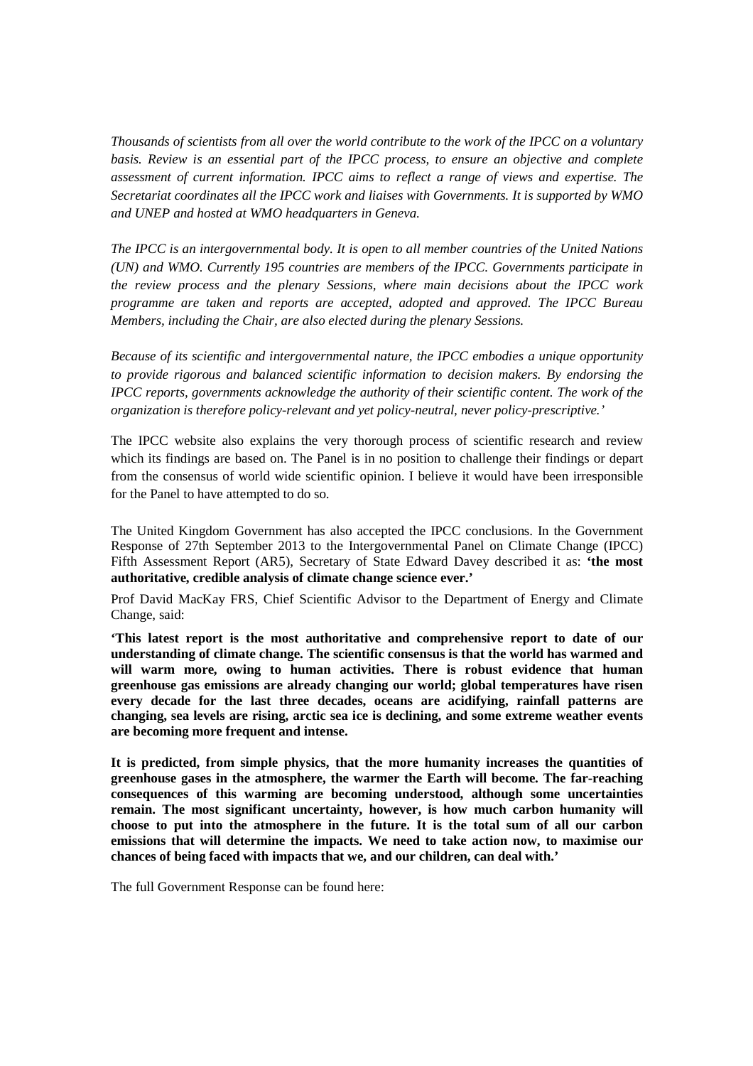*Thousands of scientists from all over the world contribute to the work of the IPCC on a voluntary basis. Review is an essential part of the IPCC process, to ensure an objective and complete assessment of current information. IPCC aims to reflect a range of views and expertise. The Secretariat coordinates all the IPCC work and liaises with Governments. It is supported by WMO and UNEP and hosted at WMO headquarters in Geneva.*

*The IPCC is an intergovernmental body. It is open to all member countries of the United Nations (UN) and WMO. Currently 195 countries are members of the IPCC. Governments participate in the review process and the plenary Sessions, where main decisions about the IPCC work programme are taken and reports are accepted, adopted and approved. The IPCC Bureau Members, including the Chair, are also elected during the plenary Sessions.*

*Because of its scientific and intergovernmental nature, the IPCC embodies a unique opportunity to provide rigorous and balanced scientific information to decision makers. By endorsing the IPCC reports, governments acknowledge the authority of their scientific content. The work of the organization is therefore policy-relevant and yet policy-neutral, never policy-prescriptive.'*

The IPCC website also explains the very thorough process of scientific research and review which its findings are based on. The Panel is in no position to challenge their findings or depart from the consensus of world wide scientific opinion. I believe it would have been irresponsible for the Panel to have attempted to do so.

The United Kingdom Government has also accepted the IPCC conclusions. In the Government Response of 27th September 2013 to the Intergovernmental Panel on Climate Change (IPCC) Fifth Assessment Report (AR5), Secretary of State Edward Davey described it as: **'the most authoritative, credible analysis of climate change science ever.'**

Prof David MacKay FRS, Chief Scientific Advisor to the Department of Energy and Climate Change, said:

**'This latest report is the most authoritative and comprehensive report to date of our understanding of climate change. The scientific consensus is that the world has warmed and will warm more, owing to human activities. There is robust evidence that human greenhouse gas emissions are already changing our world; global temperatures have risen every decade for the last three decades, oceans are acidifying, rainfall patterns are changing, sea levels are rising, arctic sea ice is declining, and some extreme weather events are becoming more frequent and intense.**

**It is predicted, from simple physics, that the more humanity increases the quantities of greenhouse gases in the atmosphere, the warmer the Earth will become. The far-reaching consequences of this warming are becoming understood, although some uncertainties remain. The most significant uncertainty, however, is how much carbon humanity will choose to put into the atmosphere in the future. It is the total sum of all our carbon emissions that will determine the impacts. We need to take action now, to maximise our chances of being faced with impacts that we, and our children, can deal with.'**

The full Government Response can be found here: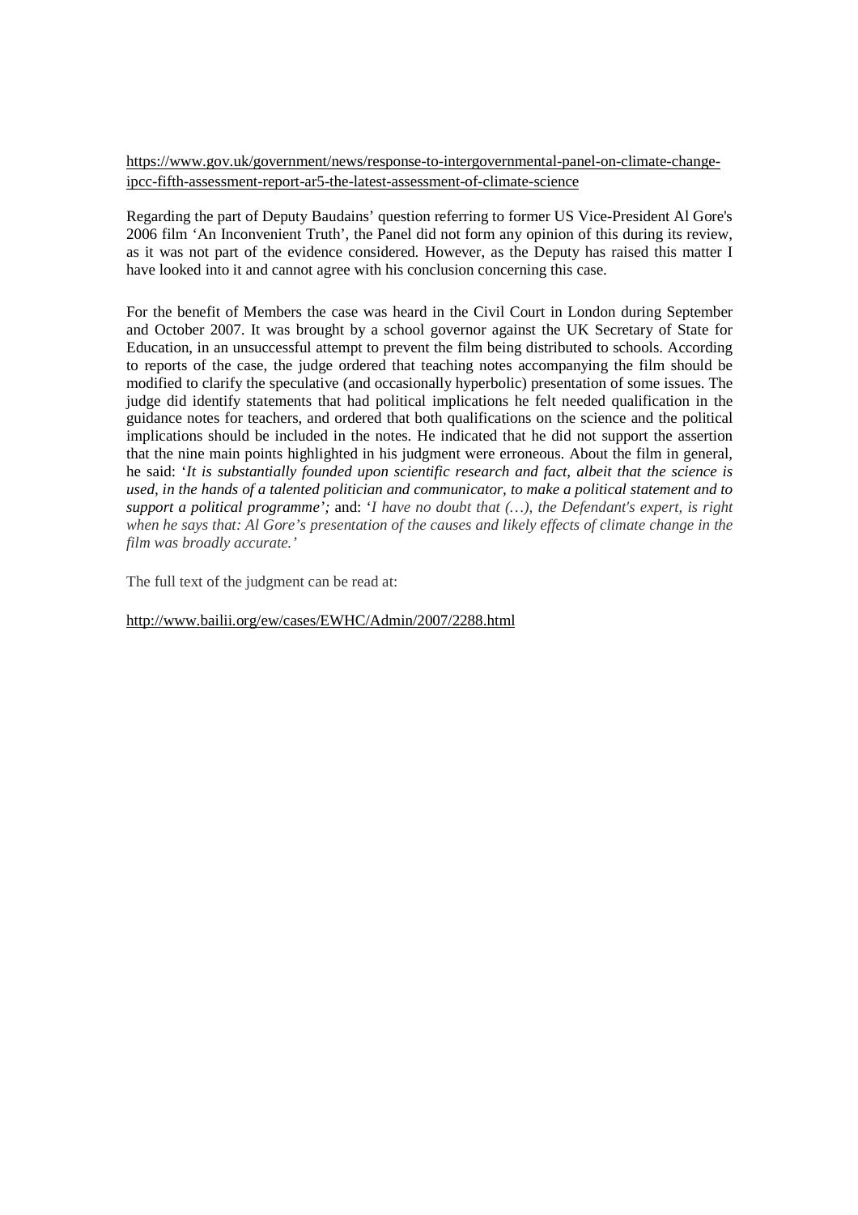https://www.gov.uk/government/news/response-to-intergovernmental-panel-on-climate-change-ipcc-fifth-assessment-report-ar5-the-latest-assessment-of-climate-science

Regarding the part of Deputy Baudains' question referring to former US Vice-President Al Gore's 2006 film 'An Inconvenient Truth', the Panel did not form any opinion of this during its review, as it was not part of the evidence considered. However, as the Deputy has raised this matter I have looked into it and cannot agree with his conclusion concerning this case.

For the benefit of Members the case was heard in the Civil Court in London during September and October 2007. It was brought by a school governor against the UK Secretary of State for Education, in an unsuccessful attempt to prevent the film being distributed to schools. According to reports of the case, the judge ordered that teaching notes accompanying the film should be modified to clarify the speculative (and occasionally hyperbolic) presentation of some issues. The judge did identify statements that had political implications he felt needed qualification in the guidance notes for teachers, and ordered that both qualifications on the science and the political implications should be included in the notes. He indicated that he did not support the assertion that the nine main points highlighted in his judgment were erroneous. About the film in general, he said: '***It is substantially founded upon scientific research and fact, albeit that the science is used, in the hands of a talented politician and communicator, to make a political statement and to support a political programme***'*;* and: '*I have no doubt that (…), the Defendant's expert, is right when he says that: Al Gore's presentation of the causes and likely effects of climate change in the film was broadly accurate.*'

The full text of the judgment can be read at:

http://www.bailii.org/ew/cases/EWHC/Admin/2007/2288.html